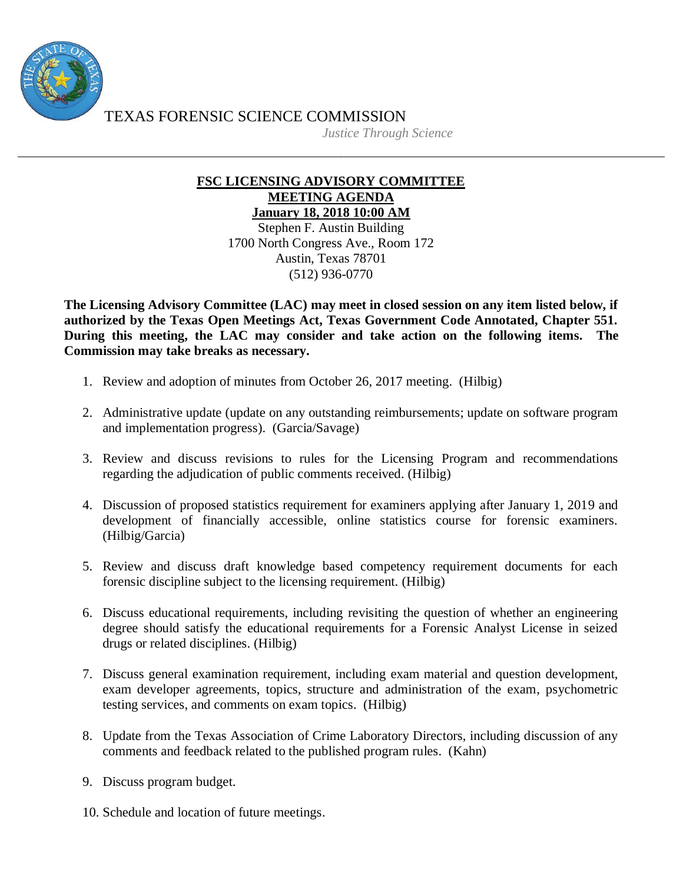TEXAS FORENSIC SCIENCE COMMISSION

*Justice Through Science*

---

# FSC LICENSING ADVISORY COMMITTEE

## MEETING AGENDA

**January 18, 2018 10:00 AM**

Stephen F. Austin Building
1700 North Congress Ave., Room 172
Austin, Texas 78701
(512) 936-0770

**The Licensing Advisory Committee (LAC) may meet in closed session on any item listed below, if authorized by the Texas Open Meetings Act, Texas Government Code Annotated, Chapter 551. During this meeting, the LAC may consider and take action on the following items. The Commission may take breaks as necessary.**

1. Review and adoption of minutes from October 26, 2017 meeting. (Hilbig)
2. Administrative update (update on any outstanding reimbursements; update on software program and implementation progress). (Garcia/Savage)
3. Review and discuss revisions to rules for the Licensing Program and recommendations regarding the adjudication of public comments received. (Hilbig)
4. Discussion of proposed statistics requirement for examiners applying after January 1, 2019 and development of financially accessible, online statistics course for forensic examiners. (Hilbig/Garcia)
5. Review and discuss draft knowledge based competency requirement documents for each forensic discipline subject to the licensing requirement. (Hilbig)
6. Discuss educational requirements, including revisiting the question of whether an engineering degree should satisfy the educational requirements for a Forensic Analyst License in seized drugs or related disciplines. (Hilbig)
7. Discuss general examination requirement, including exam material and question development, exam developer agreements, topics, structure and administration of the exam, psychometric testing services, and comments on exam topics. (Hilbig)
8. Update from the Texas Association of Crime Laboratory Directors, including discussion of any comments and feedback related to the published program rules. (Kahn)
9. Discuss program budget.
10. Schedule and location of future meetings.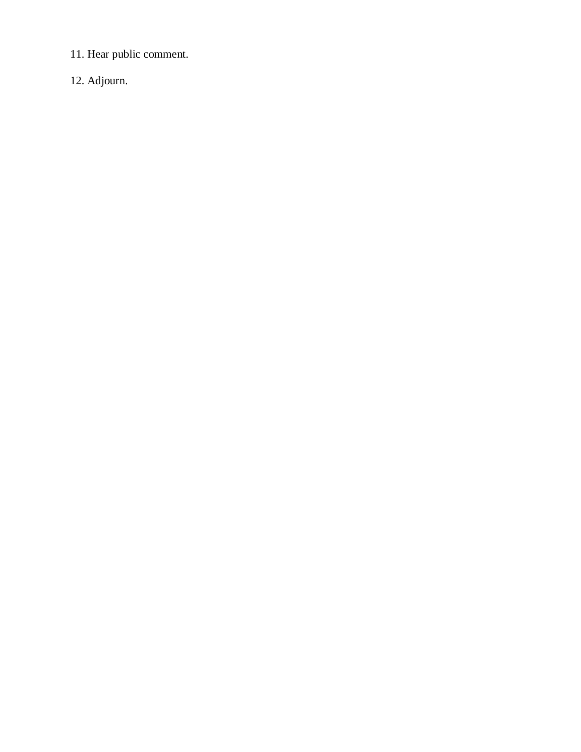11. Hear public comment.

12. Adjourn.